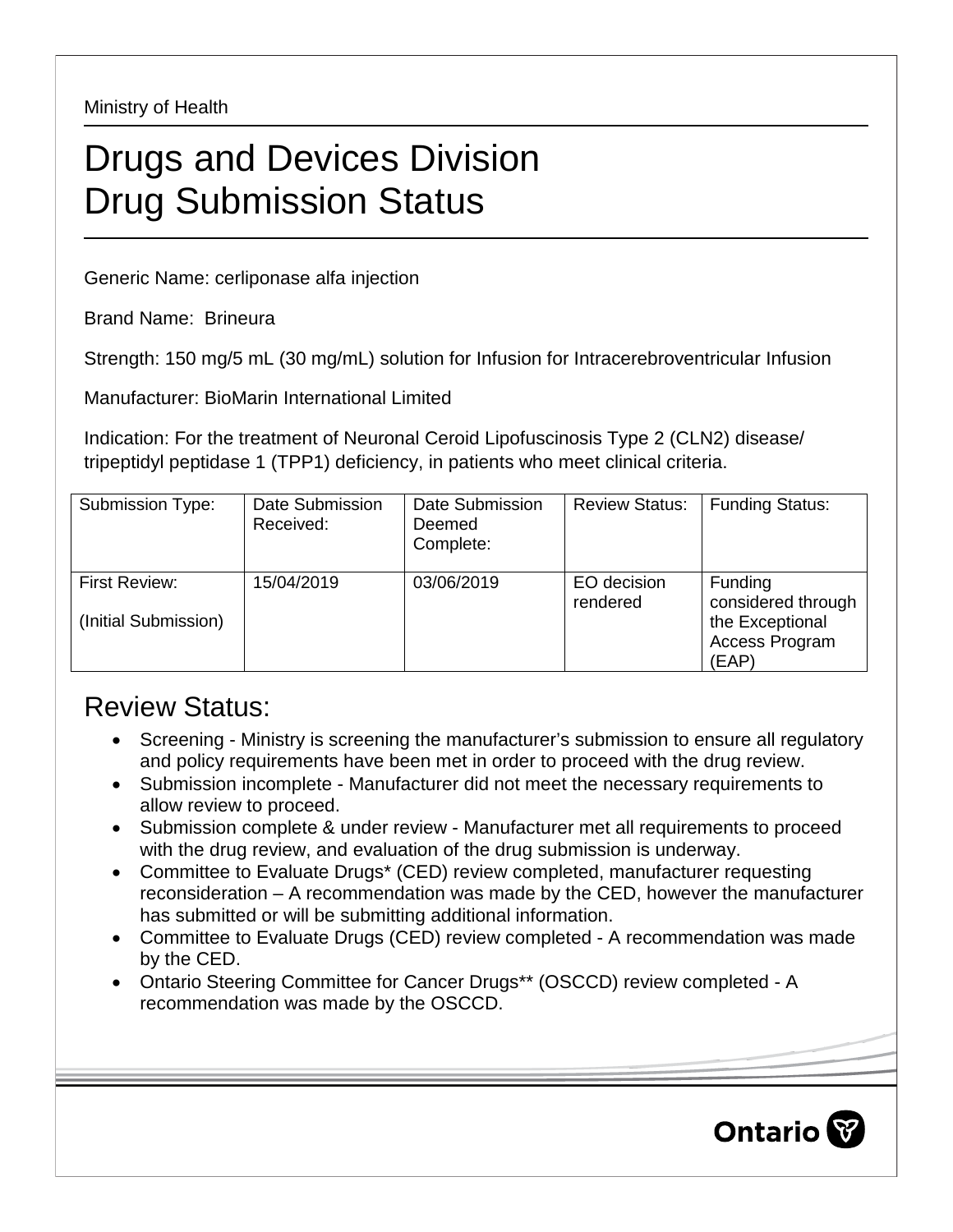Ministry of Health

# Drugs and Devices Division
# Drug Submission Status

Generic Name: cerliponase alfa injection

Brand Name: Brineura

Strength: 150 mg/5 mL (30 mg/mL) solution for Infusion for Intracerebroventricular Infusion

Manufacturer: BioMarin International Limited

Indication: For the treatment of Neuronal Ceroid Lipofuscinosis Type 2 (CLN2) disease/ tripeptidyl peptidase 1 (TPP1) deficiency, in patients who meet clinical criteria.

| Submission Type: | Date Submission Received: | Date Submission Deemed Complete: | Review Status: | Funding Status: |
|---|---|---|---|---|
| First Review: (Initial Submission) | 15/04/2019 | 03/06/2019 | EO decision rendered | Funding considered through the Exceptional Access Program (EAP) |

## Review Status:

- Screening - Ministry is screening the manufacturer's submission to ensure all regulatory and policy requirements have been met in order to proceed with the drug review.
- Submission incomplete - Manufacturer did not meet the necessary requirements to allow review to proceed.
- Submission complete & under review - Manufacturer met all requirements to proceed with the drug review, and evaluation of the drug submission is underway.
- Committee to Evaluate Drugs* (CED) review completed, manufacturer requesting reconsideration – A recommendation was made by the CED, however the manufacturer has submitted or will be submitting additional information.
- Committee to Evaluate Drugs (CED) review completed - A recommendation was made by the CED.
- Ontario Steering Committee for Cancer Drugs** (OSCCD) review completed - A recommendation was made by the OSCCD.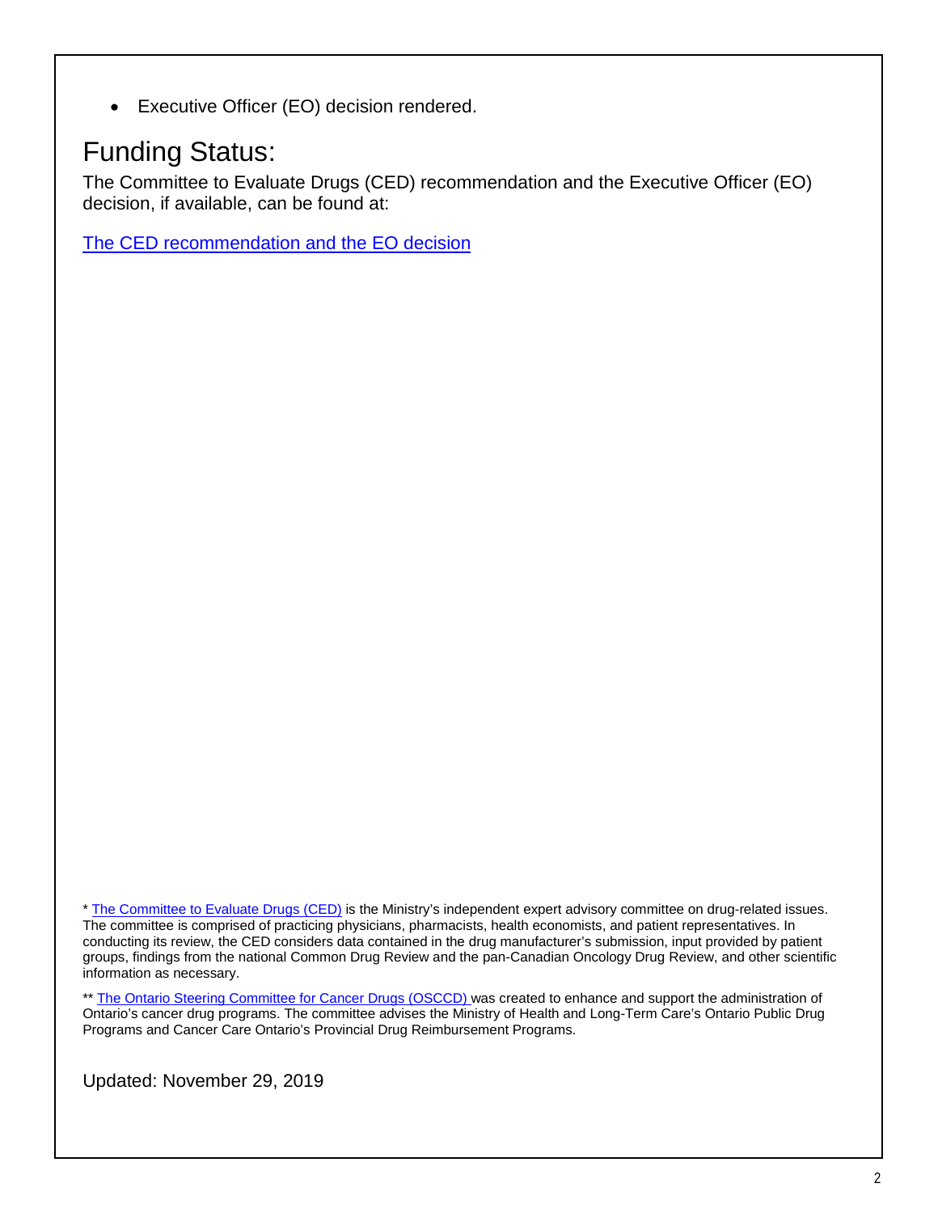- Executive Officer (EO) decision rendered.

# Funding Status:

The Committee to Evaluate Drugs (CED) recommendation and the Executive Officer (EO) decision, if available, can be found at:

The CED recommendation and the EO decision

* The Committee to Evaluate Drugs (CED) is the Ministry's independent expert advisory committee on drug-related issues. The committee is comprised of practicing physicians, pharmacists, health economists, and patient representatives. In conducting its review, the CED considers data contained in the drug manufacturer's submission, input provided by patient groups, findings from the national Common Drug Review and the pan-Canadian Oncology Drug Review, and other scientific information as necessary.

** The Ontario Steering Committee for Cancer Drugs (OSCCD) was created to enhance and support the administration of Ontario's cancer drug programs. The committee advises the Ministry of Health and Long-Term Care's Ontario Public Drug Programs and Cancer Care Ontario's Provincial Drug Reimbursement Programs.

Updated: November 29, 2019